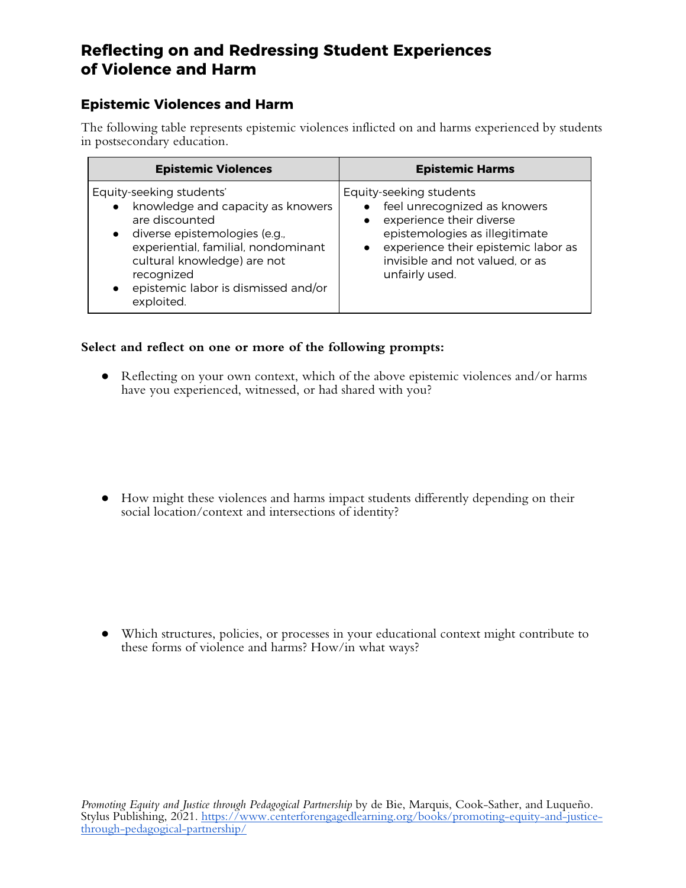# Reflecting on and Redressing Student Experiences of Violence and Harm

## Epistemic Violences and Harm

The following table represents epistemic violences inflicted on and harms experienced by students in postsecondary education.

| Epistemic Violences | Epistemic Harms |
|---|---|
| Equity-seeking students' <br>• knowledge and capacity as knowers are discounted <br>• diverse epistemologies (e.g., experiential, familial, nondominant cultural knowledge) are not recognized <br>• epistemic labor is dismissed and/or exploited. | Equity-seeking students <br>• feel unrecognized as knowers <br>• experience their diverse epistemologies as illegitimate <br>• experience their epistemic labor as invisible and not valued, or as unfairly used. |

**Select and reflect on one or more of the following prompts:**

- Reflecting on your own context, which of the above epistemic violences and/or harms have you experienced, witnessed, or had shared with you?

- How might these violences and harms impact students differently depending on their social location/context and intersections of identity?

- Which structures, policies, or processes in your educational context might contribute to these forms of violence and harms? How/in what ways?

*Promoting Equity and Justice through Pedagogical Partnership* by de Bie, Marquis, Cook-Sather, and Luqueño. Stylus Publishing, 2021. https://www.centerforengagedlearning.org/books/promoting-equity-and-justice-through-pedagogical-partnership/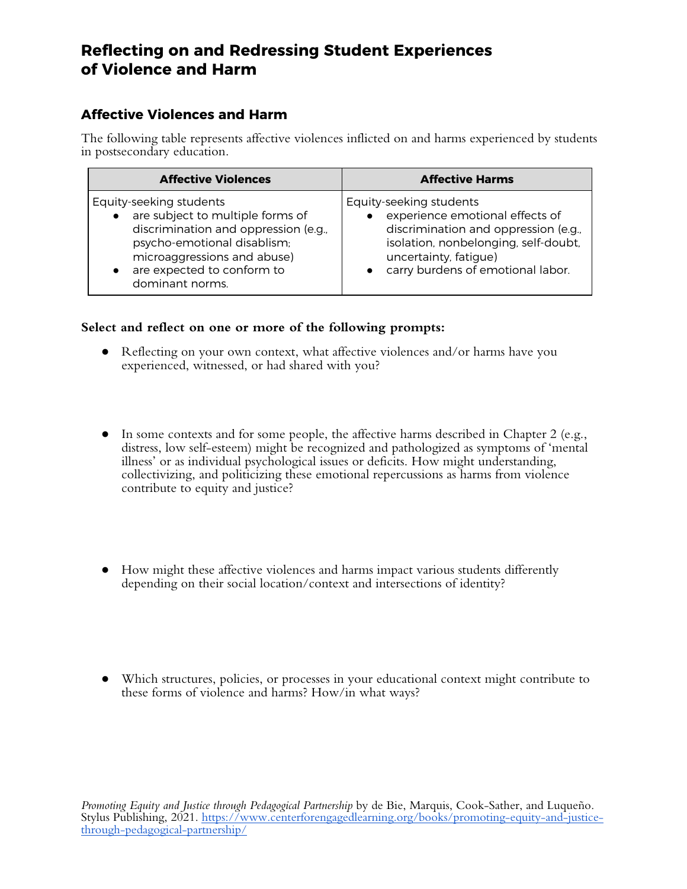## Reflecting on and Redressing Student Experiences of Violence and Harm

### Affective Violences and Harm

The following table represents affective violences inflicted on and harms experienced by students in postsecondary education.

| Affective Violences | Affective Harms |
| --- | --- |
| Equity-seeking students<br>• are subject to multiple forms of discrimination and oppression (e.g., psycho-emotional disablism; microaggressions and abuse)<br>• are expected to conform to dominant norms. | Equity-seeking students<br>• experience emotional effects of discrimination and oppression (e.g., isolation, nonbelonging, self-doubt, uncertainty, fatigue)<br>• carry burdens of emotional labor. |

**Select and reflect on one or more of the following prompts:**

- Reflecting on your own context, what affective violences and/or harms have you experienced, witnessed, or had shared with you?
- In some contexts and for some people, the affective harms described in Chapter 2 (e.g., distress, low self-esteem) might be recognized and pathologized as symptoms of 'mental illness' or as individual psychological issues or deficits. How might understanding, collectivizing, and politicizing these emotional repercussions as harms from violence contribute to equity and justice?
- How might these affective violences and harms impact various students differently depending on their social location/context and intersections of identity?
- Which structures, policies, or processes in your educational context might contribute to these forms of violence and harms? How/in what ways?

*Promoting Equity and Justice through Pedagogical Partnership* by de Bie, Marquis, Cook-Sather, and Luqueño. Stylus Publishing, 2021. https://www.centerforengagedlearning.org/books/promoting-equity-and-justice-through-pedagogical-partnership/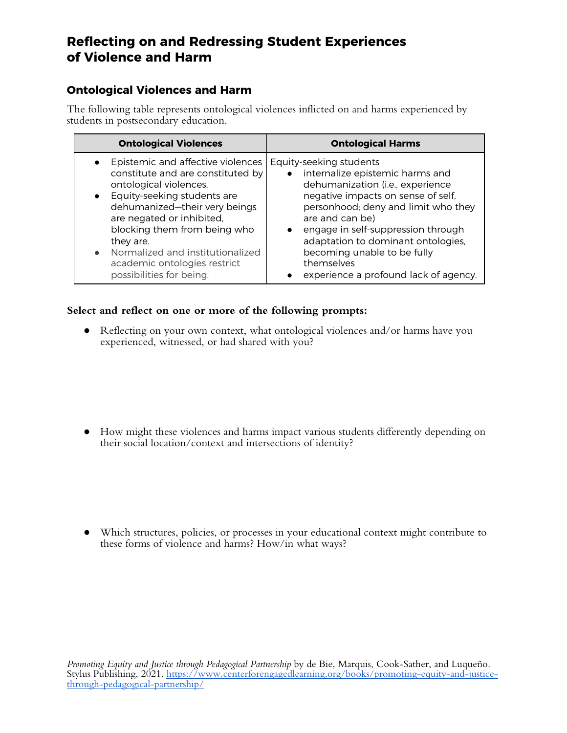# Reflecting on and Redressing Student Experiences of Violence and Harm

## Ontological Violences and Harm

The following table represents ontological violences inflicted on and harms experienced by students in postsecondary education.

| Ontological Violences | Ontological Harms |
|---|---|
| • Epistemic and affective violences constitute and are constituted by ontological violences.<br>• Equity-seeking students are dehumanized—their very beings are negated or inhibited, blocking them from being who they are.<br>• Normalized and institutionalized academic ontologies restrict possibilities for being. | Equity-seeking students<br>• internalize epistemic harms and dehumanization (i.e., experience negative impacts on sense of self, personhood; deny and limit who they are and can be)<br>• engage in self-suppression through adaptation to dominant ontologies, becoming unable to be fully themselves<br>• experience a profound lack of agency. |

**Select and reflect on one or more of the following prompts:**

- Reflecting on your own context, what ontological violences and/or harms have you experienced, witnessed, or had shared with you?
- How might these violences and harms impact various students differently depending on their social location/context and intersections of identity?
- Which structures, policies, or processes in your educational context might contribute to these forms of violence and harms? How/in what ways?

*Promoting Equity and Justice through Pedagogical Partnership* by de Bie, Marquis, Cook-Sather, and Luqueño. Stylus Publishing, 2021. https://www.centerforengagedlearning.org/books/promoting-equity-and-justice-through-pedagogical-partnership/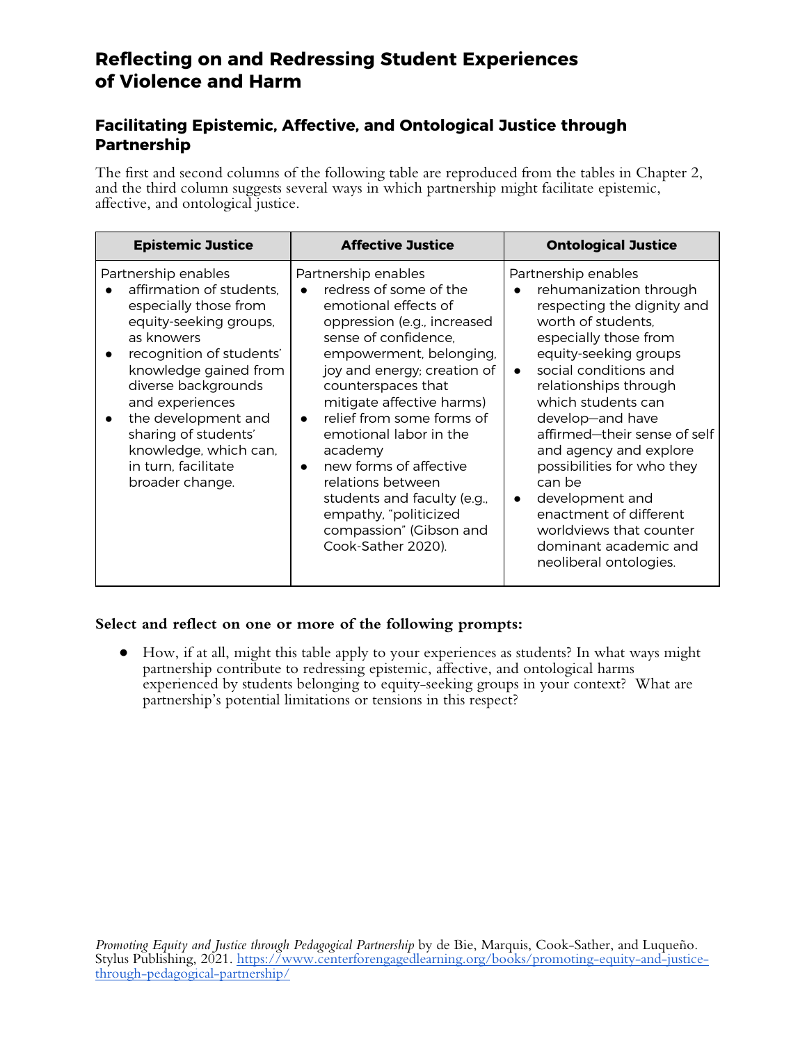# Reflecting on and Redressing Student Experiences of Violence and Harm

## Facilitating Epistemic, Affective, and Ontological Justice through Partnership

The first and second columns of the following table are reproduced from the tables in Chapter 2, and the third column suggests several ways in which partnership might facilitate epistemic, affective, and ontological justice.

| Epistemic Justice | Affective Justice | Ontological Justice |
|---|---|---|
| Partnership enables<br>• affirmation of students, especially those from equity-seeking groups, as knowers<br>• recognition of students' knowledge gained from diverse backgrounds and experiences<br>• the development and sharing of students' knowledge, which can, in turn, facilitate broader change. | Partnership enables<br>• redress of some of the emotional effects of oppression (e.g., increased sense of confidence, empowerment, belonging, joy and energy; creation of counterspaces that mitigate affective harms)<br>• relief from some forms of emotional labor in the academy<br>• new forms of affective relations between students and faculty (e.g., empathy, "politicized compassion" (Gibson and Cook-Sather 2020). | Partnership enables<br>• rehumanization through respecting the dignity and worth of students, especially those from equity-seeking groups<br>• social conditions and relationships through which students can develop—and have affirmed—their sense of self and agency and explore possibilities for who they can be<br>• development and enactment of different worldviews that counter dominant academic and neoliberal ontologies. |

**Select and reflect on one or more of the following prompts:**

- How, if at all, might this table apply to your experiences as students? In what ways might partnership contribute to redressing epistemic, affective, and ontological harms experienced by students belonging to equity-seeking groups in your context? What are partnership's potential limitations or tensions in this respect?

*Promoting Equity and Justice through Pedagogical Partnership* by de Bie, Marquis, Cook-Sather, and Luqueño. Stylus Publishing, 2021. https://www.centerforengagedlearning.org/books/promoting-equity-and-justice-through-pedagogical-partnership/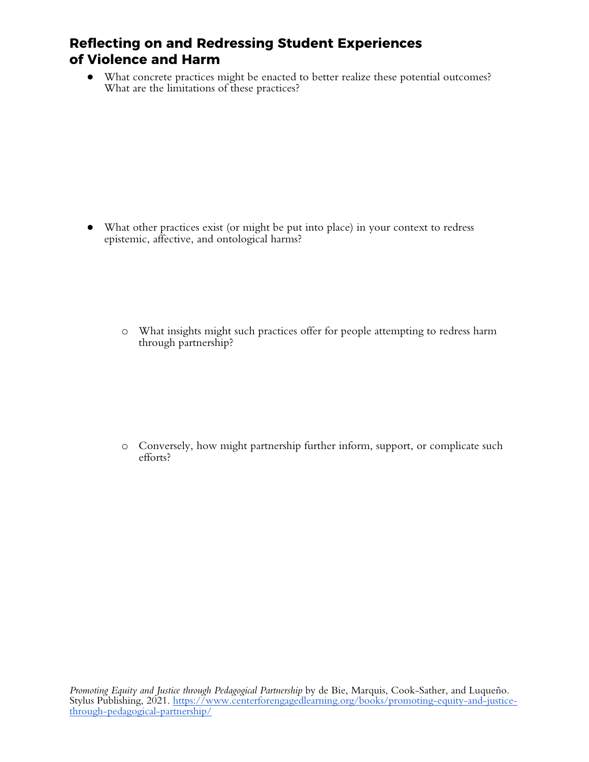## Reflecting on and Redressing Student Experiences of Violence and Harm

- What concrete practices might be enacted to better realize these potential outcomes? What are the limitations of these practices?

- What other practices exist (or might be put into place) in your context to redress epistemic, affective, and ontological harms?

  - What insights might such practices offer for people attempting to redress harm through partnership?

  - Conversely, how might partnership further inform, support, or complicate such efforts?

*Promoting Equity and Justice through Pedagogical Partnership* by de Bie, Marquis, Cook-Sather, and Luqueño. Stylus Publishing, 2021. https://www.centerforengagedlearning.org/books/promoting-equity-and-justice-through-pedagogical-partnership/